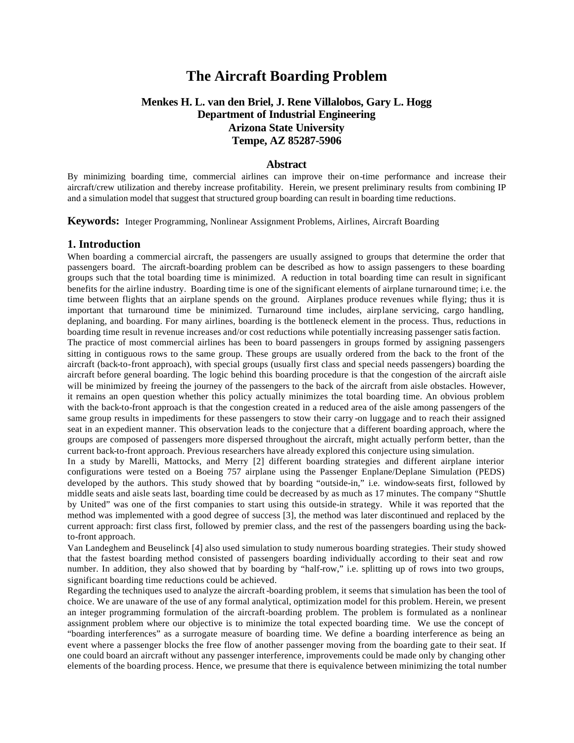# The Aircraft Boarding Problem

**Menkes H. L. van den Briel, J. Rene Villalobos, Gary L. Hogg**
**Department of Industrial Engineering**
**Arizona State University**
**Tempe, AZ 85287-5906**

### Abstract

By minimizing boarding time, commercial airlines can improve their on-time performance and increase their aircraft/crew utilization and thereby increase profitability. Herein, we present preliminary results from combining IP and a simulation model that suggest that structured group boarding can result in boarding time reductions.

**Keywords:** Integer Programming, Nonlinear Assignment Problems, Airlines, Aircraft Boarding

## 1. Introduction

When boarding a commercial aircraft, the passengers are usually assigned to groups that determine the order that passengers board. The aircraft-boarding problem can be described as how to assign passengers to these boarding groups such that the total boarding time is minimized. A reduction in total boarding time can result in significant benefits for the airline industry. Boarding time is one of the significant elements of airplane turnaround time; i.e. the time between flights that an airplane spends on the ground. Airplanes produce revenues while flying; thus it is important that turnaround time be minimized. Turnaround time includes, airplane servicing, cargo handling, deplaning, and boarding. For many airlines, boarding is the bottleneck element in the process. Thus, reductions in boarding time result in revenue increases and/or cost reductions while potentially increasing passenger satisfaction.

The practice of most commercial airlines has been to board passengers in groups formed by assigning passengers sitting in contiguous rows to the same group. These groups are usually ordered from the back to the front of the aircraft (back-to-front approach), with special groups (usually first class and special needs passengers) boarding the aircraft before general boarding. The logic behind this boarding procedure is that the congestion of the aircraft aisle will be minimized by freeing the journey of the passengers to the back of the aircraft from aisle obstacles. However, it remains an open question whether this policy actually minimizes the total boarding time. An obvious problem with the back-to-front approach is that the congestion created in a reduced area of the aisle among passengers of the same group results in impediments for these passengers to stow their carry-on luggage and to reach their assigned seat in an expedient manner. This observation leads to the conjecture that a different boarding approach, where the groups are composed of passengers more dispersed throughout the aircraft, might actually perform better, than the current back-to-front approach. Previous researchers have already explored this conjecture using simulation.

In a study by Marelli, Mattocks, and Merry [2] different boarding strategies and different airplane interior configurations were tested on a Boeing 757 airplane using the Passenger Enplane/Deplane Simulation (PEDS) developed by the authors. This study showed that by boarding "outside-in," i.e. window-seats first, followed by middle seats and aisle seats last, boarding time could be decreased by as much as 17 minutes. The company "Shuttle by United" was one of the first companies to start using this outside-in strategy. While it was reported that the method was implemented with a good degree of success [3], the method was later discontinued and replaced by the current approach: first class first, followed by premier class, and the rest of the passengers boarding using the back-to-front approach.

Van Landeghem and Beuselinck [4] also used simulation to study numerous boarding strategies. Their study showed that the fastest boarding method consisted of passengers boarding individually according to their seat and row number. In addition, they also showed that by boarding by "half-row," i.e. splitting up of rows into two groups, significant boarding time reductions could be achieved.

Regarding the techniques used to analyze the aircraft-boarding problem, it seems that simulation has been the tool of choice. We are unaware of the use of any formal analytical, optimization model for this problem. Herein, we present an integer programming formulation of the aircraft-boarding problem. The problem is formulated as a nonlinear assignment problem where our objective is to minimize the total expected boarding time. We use the concept of "boarding interferences" as a surrogate measure of boarding time. We define a boarding interference as being an event where a passenger blocks the free flow of another passenger moving from the boarding gate to their seat. If one could board an aircraft without any passenger interference, improvements could be made only by changing other elements of the boarding process. Hence, we presume that there is equivalence between minimizing the total number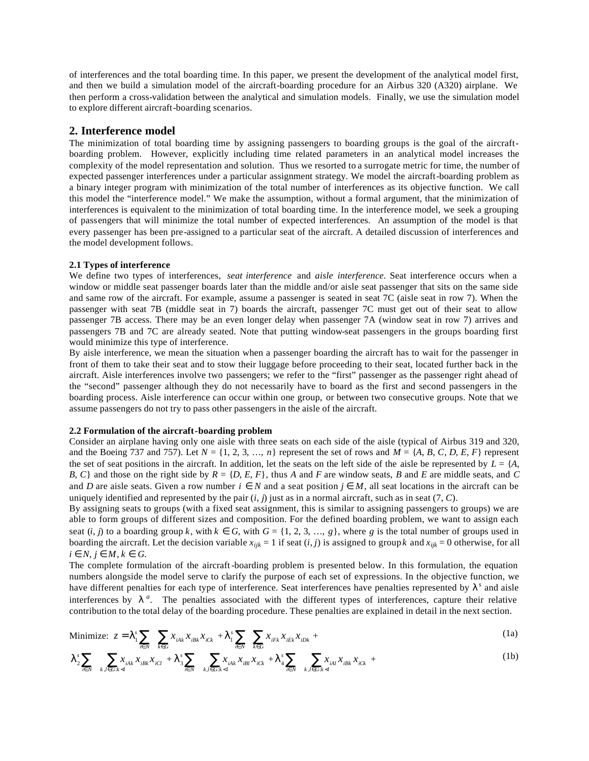of interferences and the total boarding time. In this paper, we present the development of the analytical model first, and then we build a simulation model of the aircraft-boarding procedure for an Airbus 320 (A320) airplane. We then perform a cross-validation between the analytical and simulation models. Finally, we use the simulation model to explore different aircraft-boarding scenarios.

## 2. Interference model

The minimization of total boarding time by assigning passengers to boarding groups is the goal of the aircraft-boarding problem. However, explicitly including time related parameters in an analytical model increases the complexity of the model representation and solution. Thus we resorted to a surrogate metric for time, the number of expected passenger interferences under a particular assignment strategy. We model the aircraft-boarding problem as a binary integer program with minimization of the total number of interferences as its objective function. We call this model the "interference model." We make the assumption, without a formal argument, that the minimization of interferences is equivalent to the minimization of total boarding time. In the interference model, we seek a grouping of passengers that will minimize the total number of expected interferences. An assumption of the model is that every passenger has been pre-assigned to a particular seat of the aircraft. A detailed discussion of interferences and the model development follows.

### 2.1 Types of interference

We define two types of interferences, *seat interference* and *aisle interference*. Seat interference occurs when a window or middle seat passenger boards later than the middle and/or aisle seat passenger that sits on the same side and same row of the aircraft. For example, assume a passenger is seated in seat 7C (aisle seat in row 7). When the passenger with seat 7B (middle seat in 7) boards the aircraft, passenger 7C must get out of their seat to allow passenger 7B access. There may be an even longer delay when passenger 7A (window seat in row 7) arrives and passengers 7B and 7C are already seated. Note that putting window-seat passengers in the groups boarding first would minimize this type of interference.

By aisle interference, we mean the situation when a passenger boarding the aircraft has to wait for the passenger in front of them to take their seat and to stow their luggage before proceeding to their seat, located further back in the aircraft. Aisle interferences involve two passengers; we refer to the "first" passenger as the passenger right ahead of the "second" passenger although they do not necessarily have to board as the first and second passengers in the boarding process. Aisle interference can occur within one group, or between two consecutive groups. Note that we assume passengers do not try to pass other passengers in the aisle of the aircraft.

### 2.2 Formulation of the aircraft-boarding problem

Consider an airplane having only one aisle with three seats on each side of the aisle (typical of Airbus 319 and 320, and the Boeing 737 and 757). Let $N = \{1, 2, 3, \ldots, n\}$ represent the set of rows and $M = \{A, B, C, D, E, F\}$ represent the set of seat positions in the aircraft. In addition, let the seats on the left side of the aisle be represented by $L = \{A, B, C\}$ and those on the right side by $R = \{D, E, F\}$, thus $A$ and $F$ are window seats, $B$ and $E$ are middle seats, and $C$ and $D$ are aisle seats. Given a row number $i \in N$ and a seat position $j \in M$, all seat locations in the aircraft can be uniquely identified and represented by the pair $(i, j)$ just as in a normal aircraft, such as in seat $(7, C)$.

By assigning seats to groups (with a fixed seat assignment, this is similar to assigning passengers to groups) we are able to form groups of different sizes and composition. For the defined boarding problem, we want to assign each seat $(i, j)$ to a boarding group $k$, with $k \in G$, with $G = \{1, 2, 3, \ldots, g\}$, where $g$ is the total number of groups used in boarding the aircraft. Let the decision variable $x_{ijk} = 1$ if seat $(i, j)$ is assigned to group $k$ and $x_{ijk} = 0$ otherwise, for all $i \in N$, $j \in M$, $k \in G$.

The complete formulation of the aircraft-boarding problem is presented below. In this formulation, the equation numbers alongside the model serve to clarify the purpose of each set of expressions. In the objective function, we have different penalties for each type of interference. Seat interferences have penalties represented by $\lambda^s$ and aisle interferences by $\lambda^a$. The penalties associated with the different types of interferences, capture their relative contribution to the total delay of the boarding procedure. These penalties are explained in detail in the next section.

$$\text{Minimize: } z = \lambda_1^s \sum_{i \in N} \sum_{k \in G} x_{iAk} x_{iBk} x_{iCk} + \lambda_1^s \sum_{i \in N} \sum_{k \in G} x_{iFk} x_{iEk} x_{iDk} + \tag{1a}$$

$$\lambda_2^s \sum_{i \in N} \sum_{k,l \in G: k<l} x_{iAk} x_{iBk} x_{iCl} + \lambda_3^s \sum_{i \in N} \sum_{k,l \in G: k<l} x_{iAk} x_{iBl} x_{iCk} + \lambda_4^s \sum_{i \in N} \sum_{k,l \in G: k<l} x_{iAl} x_{iBk} x_{iCk} + \tag{1b}$$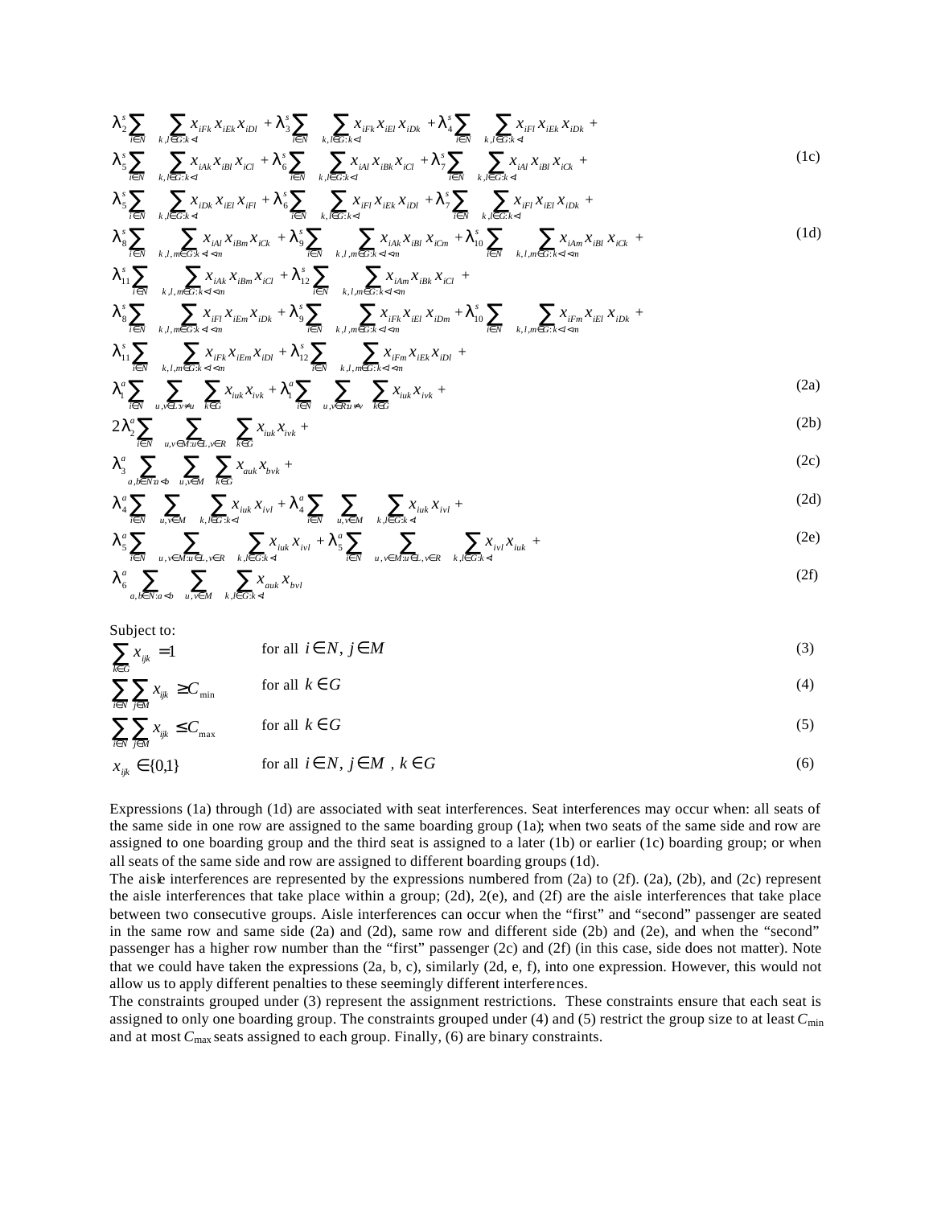$$\lambda_2^s \sum_{i \in N} \sum_{k,l \in G: k<l} x_{iFk} x_{iEk} x_{iDl} + \lambda_3^s \sum_{i \in N} \sum_{k,l \in G: k<l} x_{iFk} x_{iEl} x_{iDk} + \lambda_4^s \sum_{i \in N} \sum_{k,l \in G: k<l} x_{iFl} x_{iEk} x_{iDk} +$$

$$\lambda_5^s \sum_{i \in N} \sum_{k,l \in G: k<l} x_{iAk} x_{iBl} x_{iCl} + \lambda_6^s \sum_{i \in N} \sum_{k,l \in G: k<l} x_{iAl} x_{iBk} x_{iCl} + \lambda_7^s \sum_{i \in N} \sum_{k,l \in G: k<l} x_{iAl} x_{iBl} x_{iCk} + \tag{1c}$$

$$\lambda_5^s \sum_{i \in N} \sum_{k,l \in G: k<l} x_{iDk} x_{iEl} x_{iFl} + \lambda_6^s \sum_{i \in N} \sum_{k,l \in G: k<l} x_{iFl} x_{iEk} x_{iDl} + \lambda_7^s \sum_{i \in N} \sum_{k,l \in G: k<l} x_{iFl} x_{iEl} x_{iDk} +$$

$$\lambda_8^s \sum_{i \in N} \sum_{k,l,m \in G: k<l<m} x_{iAl} x_{iBm} x_{iCk} + \lambda_9^s \sum_{i \in N} \sum_{k,l,m \in G: k<l<m} x_{iAk} x_{iBl} x_{iCm} + \lambda_{10}^s \sum_{i \in N} \sum_{k,l,m \in G: k<l<m} x_{iAm} x_{iBl} x_{iCk} + \tag{1d}$$

$$\lambda_{11}^s \sum_{i \in N} \sum_{k,l,m \in G: k<l<m} x_{iAk} x_{iBm} x_{iCl} + \lambda_{12}^s \sum_{i \in N} \sum_{k,l,m \in G: k<l<m} x_{iAm} x_{iBk} x_{iCl} +$$

$$\lambda_8^s \sum_{i \in N} \sum_{k,l,m \in G: k<l<m} x_{iFl} x_{iEm} x_{iDk} + \lambda_9^s \sum_{i \in N} \sum_{k,l,m \in G: k<l<m} x_{iFk} x_{iEl} x_{iDm} + \lambda_{10}^s \sum_{i \in N} \sum_{k,l,m \in G: k<l<m} x_{iFm} x_{iEl} x_{iDk} +$$

$$\lambda_{11}^s \sum_{i \in N} \sum_{k,l,m \in G: k<l<m} x_{iFk} x_{iEm} x_{iDl} + \lambda_{12}^s \sum_{i \in N} \sum_{k,l,m \in G: k<l<m} x_{iFm} x_{iEk} x_{iDl} +$$

$$\lambda_1^a \sum_{i \in N} \sum_{u,v \in L: v \neq u} \sum_{k \in G} x_{iuk} x_{ivk} + \lambda_1^a \sum_{i \in N} \sum_{u,v \in R: u \neq v} \sum_{k \in G} x_{iuk} x_{ivk} + \tag{2a}$$

$$2\lambda_2^a \sum_{i \in N} \sum_{u,v \in M: u \in L, v \in R} \sum_{k \in G} x_{iuk} x_{ivk} + \tag{2b}$$

$$\lambda_3^a \sum_{a,b \in N: a<b} \sum_{u,v \in M} \sum_{k \in G} x_{auk} x_{bvk} + \tag{2c}$$

$$\lambda_4^a \sum_{i \in N} \sum_{u,v \in M} \sum_{k,l \in G: k<l} x_{iuk} x_{ivl} + \lambda_4^a \sum_{i \in N} \sum_{u,v \in M} \sum_{k,l \in G: k<l} x_{iuk} x_{ivl} + \tag{2d}$$

$$\lambda_5^a \sum_{i \in N} \sum_{u,v \in M: u \in L, v \in R} \sum_{k,l \in G: k<l} x_{iuk} x_{ivl} + \lambda_5^a \sum_{i \in N} \sum_{u,v \in M: u \in L, v \in R} \sum_{k,l \in G: k<l} x_{ivl} x_{iuk} + \tag{2e}$$

$$\lambda_6^a \sum_{a,b \in N: a<b} \sum_{u,v \in M} \sum_{k,l \in G: k<l} x_{auk} x_{bvl} \tag{2f}$$

Subject to:

$$\sum_{k \in G} x_{ijk} = 1 \qquad \text{for all } i \in N,\ j \in M \tag{3}$$

$$\sum_{i \in N} \sum_{j \in M} x_{ijk} \geq C_{\min} \qquad \text{for all } k \in G \tag{4}$$

$$\sum_{i \in N} \sum_{j \in M} x_{ijk} \leq C_{\max} \qquad \text{for all } k \in G \tag{5}$$

$$x_{ijk} \in \{0,1\} \qquad \text{for all } i \in N,\ j \in M,\ k \in G \tag{6}$$

Expressions (1a) through (1d) are associated with seat interferences. Seat interferences may occur when: all seats of the same side in one row are assigned to the same boarding group (1a); when two seats of the same side and row are assigned to one boarding group and the third seat is assigned to a later (1b) or earlier (1c) boarding group; or when all seats of the same side and row are assigned to different boarding groups (1d).

The aisle interferences are represented by the expressions numbered from (2a) to (2f). (2a), (2b), and (2c) represent the aisle interferences that take place within a group; (2d), 2(e), and (2f) are the aisle interferences that take place between two consecutive groups. Aisle interferences can occur when the "first" and "second" passenger are seated in the same row and same side (2a) and (2d), same row and different side (2b) and (2e), and when the "second" passenger has a higher row number than the "first" passenger (2c) and (2f) (in this case, side does not matter). Note that we could have taken the expressions (2a, b, c), similarly (2d, e, f), into one expression. However, this would not allow us to apply different penalties to these seemingly different interferences.

The constraints grouped under (3) represent the assignment restrictions. These constraints ensure that each seat is assigned to only one boarding group. The constraints grouped under (4) and (5) restrict the group size to at least $C_{\min}$ and at most $C_{\max}$ seats assigned to each group. Finally, (6) are binary constraints.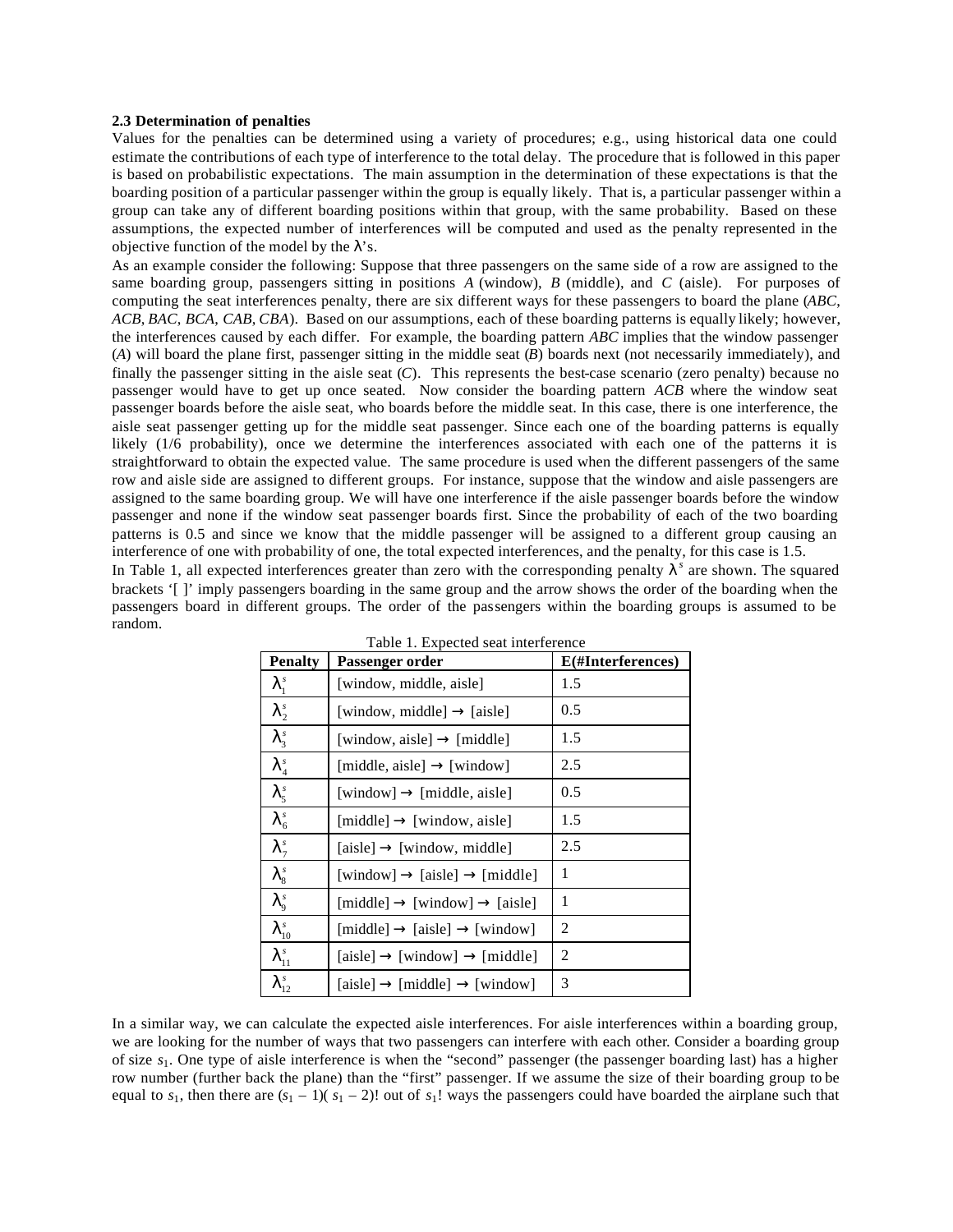### 2.3 Determination of penalties

Values for the penalties can be determined using a variety of procedures; e.g., using historical data one could estimate the contributions of each type of interference to the total delay. The procedure that is followed in this paper is based on probabilistic expectations. The main assumption in the determination of these expectations is that the boarding position of a particular passenger within the group is equally likely. That is, a particular passenger within a group can take any of different boarding positions within that group, with the same probability. Based on these assumptions, the expected number of interferences will be computed and used as the penalty represented in the objective function of the model by the $\lambda$'s.

As an example consider the following: Suppose that three passengers on the same side of a row are assigned to the same boarding group, passengers sitting in positions *A* (window), *B* (middle), and *C* (aisle). For purposes of computing the seat interferences penalty, there are six different ways for these passengers to board the plane (*ABC*, *ACB*, *BAC*, *BCA*, *CAB*, *CBA*). Based on our assumptions, each of these boarding patterns is equally likely; however, the interferences caused by each differ. For example, the boarding pattern *ABC* implies that the window passenger (*A*) will board the plane first, passenger sitting in the middle seat (*B*) boards next (not necessarily immediately), and finally the passenger sitting in the aisle seat (*C*). This represents the best-case scenario (zero penalty) because no passenger would have to get up once seated. Now consider the boarding pattern *ACB* where the window seat passenger boards before the aisle seat, who boards before the middle seat. In this case, there is one interference, the aisle seat passenger getting up for the middle seat passenger. Since each one of the boarding patterns is equally likely (1/6 probability), once we determine the interferences associated with each one of the patterns it is straightforward to obtain the expected value. The same procedure is used when the different passengers of the same row and aisle side are assigned to different groups. For instance, suppose that the window and aisle passengers are assigned to the same boarding group. We will have one interference if the aisle passenger boards before the window passenger and none if the window seat passenger boards first. Since the probability of each of the two boarding patterns is 0.5 and since we know that the middle passenger will be assigned to a different group causing an interference of one with probability of one, the total expected interferences, and the penalty, for this case is 1.5.

In Table 1, all expected interferences greater than zero with the corresponding penalty $\lambda^s$ are shown. The squared brackets '[ ]' imply passengers boarding in the same group and the arrow shows the order of the boarding when the passengers board in different groups. The order of the passengers within the boarding groups is assumed to be random.

Table 1. Expected seat interference

| Penalty | Passenger order | E(#Interferences) |
|---|---|---|
| $\lambda_1^s$ | [window, middle, aisle] | 1.5 |
| $\lambda_2^s$ | [window, middle] → [aisle] | 0.5 |
| $\lambda_3^s$ | [window, aisle] → [middle] | 1.5 |
| $\lambda_4^s$ | [middle, aisle] → [window] | 2.5 |
| $\lambda_5^s$ | [window] → [middle, aisle] | 0.5 |
| $\lambda_6^s$ | [middle] → [window, aisle] | 1.5 |
| $\lambda_7^s$ | [aisle] → [window, middle] | 2.5 |
| $\lambda_8^s$ | [window] → [aisle] → [middle] | 1 |
| $\lambda_9^s$ | [middle] → [window] → [aisle] | 1 |
| $\lambda_{10}^s$ | [middle] → [aisle] → [window] | 2 |
| $\lambda_{11}^s$ | [aisle] → [window] → [middle] | 2 |
| $\lambda_{12}^s$ | [aisle] → [middle] → [window] | 3 |

In a similar way, we can calculate the expected aisle interferences. For aisle interferences within a boarding group, we are looking for the number of ways that two passengers can interfere with each other. Consider a boarding group of size $s_1$. One type of aisle interference is when the "second" passenger (the passenger boarding last) has a higher row number (further back the plane) than the "first" passenger. If we assume the size of their boarding group to be equal to $s_1$, then there are $(s_1 - 1)(s_1 - 2)!$ out of $s_1!$ ways the passengers could have boarded the airplane such that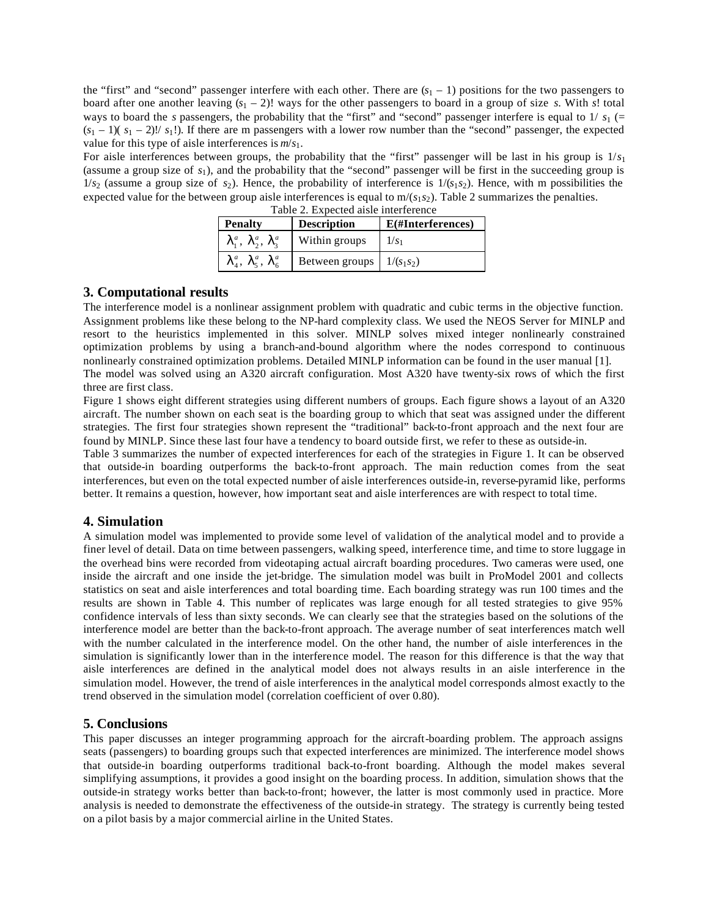the "first" and "second" passenger interfere with each other. There are $(s_1 - 1)$ positions for the two passengers to board after one another leaving $(s_1 - 2)!$ ways for the other passengers to board in a group of size $s$. With $s!$ total ways to board the $s$ passengers, the probability that the "first" and "second" passenger interfere is equal to $1/s_1$ (= $(s_1 - 1)(s_1 - 2)!/s_1!$). If there are m passengers with a lower row number than the "second" passenger, the expected value for this type of aisle interferences is $m/s_1$.

For aisle interferences between groups, the probability that the "first" passenger will be last in his group is $1/s_1$ (assume a group size of $s_1$), and the probability that the "second" passenger will be first in the succeeding group is $1/s_2$ (assume a group size of $s_2$). Hence, the probability of interference is $1/(s_1s_2)$. Hence, with m possibilities the expected value for the between group aisle interferences is equal to $m/(s_1s_2)$. Table 2 summarizes the penalties.

Table 2. Expected aisle interference

| Penalty | Description | E(#Interferences) |
| --- | --- | --- |
| $\lambda_1^a$, $\lambda_2^a$, $\lambda_3^a$ | Within groups | $1/s_1$ |
| $\lambda_4^a$, $\lambda_5^a$, $\lambda_6^a$ | Between groups | $1/(s_1s_2)$ |

## 3. Computational results

The interference model is a nonlinear assignment problem with quadratic and cubic terms in the objective function. Assignment problems like these belong to the NP-hard complexity class. We used the NEOS Server for MINLP and resort to the heuristics implemented in this solver. MINLP solves mixed integer nonlinearly constrained optimization problems by using a branch-and-bound algorithm where the nodes correspond to continuous nonlinearly constrained optimization problems. Detailed MINLP information can be found in the user manual [1].

The model was solved using an A320 aircraft configuration. Most A320 have twenty-six rows of which the first three are first class.

Figure 1 shows eight different strategies using different numbers of groups. Each figure shows a layout of an A320 aircraft. The number shown on each seat is the boarding group to which that seat was assigned under the different strategies. The first four strategies shown represent the "traditional" back-to-front approach and the next four are found by MINLP. Since these last four have a tendency to board outside first, we refer to these as outside-in.

Table 3 summarizes the number of expected interferences for each of the strategies in Figure 1. It can be observed that outside-in boarding outperforms the back-to-front approach. The main reduction comes from the seat interferences, but even on the total expected number of aisle interferences outside-in, reverse-pyramid like, performs better. It remains a question, however, how important seat and aisle interferences are with respect to total time.

## 4. Simulation

A simulation model was implemented to provide some level of validation of the analytical model and to provide a finer level of detail. Data on time between passengers, walking speed, interference time, and time to store luggage in the overhead bins were recorded from videotaping actual aircraft boarding procedures. Two cameras were used, one inside the aircraft and one inside the jet-bridge. The simulation model was built in ProModel 2001 and collects statistics on seat and aisle interferences and total boarding time. Each boarding strategy was run 100 times and the results are shown in Table 4. This number of replicates was large enough for all tested strategies to give 95% confidence intervals of less than sixty seconds. We can clearly see that the strategies based on the solutions of the interference model are better than the back-to-front approach. The average number of seat interferences match well with the number calculated in the interference model. On the other hand, the number of aisle interferences in the simulation is significantly lower than in the interference model. The reason for this difference is that the way that aisle interferences are defined in the analytical model does not always results in an aisle interference in the simulation model. However, the trend of aisle interferences in the analytical model corresponds almost exactly to the trend observed in the simulation model (correlation coefficient of over 0.80).

## 5. Conclusions

This paper discusses an integer programming approach for the aircraft-boarding problem. The approach assigns seats (passengers) to boarding groups such that expected interferences are minimized. The interference model shows that outside-in boarding outperforms traditional back-to-front boarding. Although the model makes several simplifying assumptions, it provides a good insight on the boarding process. In addition, simulation shows that the outside-in strategy works better than back-to-front; however, the latter is most commonly used in practice. More analysis is needed to demonstrate the effectiveness of the outside-in strategy. The strategy is currently being tested on a pilot basis by a major commercial airline in the United States.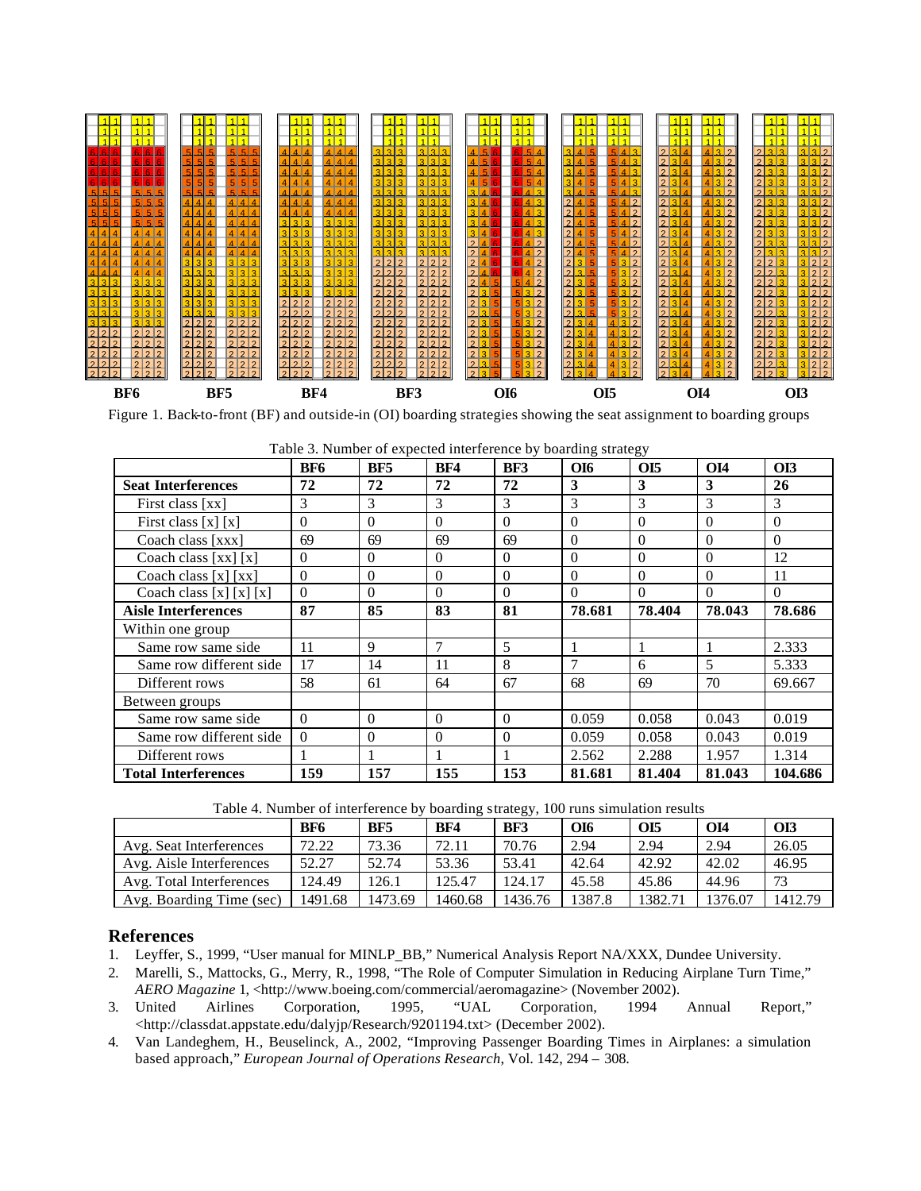BF6 BF5 BF4 BF3 OI6 OI5 OI4 OI3

Figure 1. Back-to-front (BF) and outside-in (OI) boarding strategies showing the seat assignment to boarding groups

Table 3. Number of expected interference by boarding strategy

| | BF6 | BF5 | BF4 | BF3 | OI6 | OI5 | OI4 | OI3 |
|---|---|---|---|---|---|---|---|---|
| **Seat Interferences** | **72** | **72** | **72** | **72** | **3** | **3** | **3** | **26** |
| First class [xx] | 3 | 3 | 3 | 3 | 3 | 3 | 3 | 3 |
| First class [x] [x] | 0 | 0 | 0 | 0 | 0 | 0 | 0 | 0 |
| Coach class [xxx] | 69 | 69 | 69 | 69 | 0 | 0 | 0 | 0 |
| Coach class [xx] [x] | 0 | 0 | 0 | 0 | 0 | 0 | 0 | 12 |
| Coach class [x] [xx] | 0 | 0 | 0 | 0 | 0 | 0 | 0 | 11 |
| Coach class [x] [x] [x] | 0 | 0 | 0 | 0 | 0 | 0 | 0 | 0 |
| **Aisle Interferences** | **87** | **85** | **83** | **81** | **78.681** | **78.404** | **78.043** | **78.686** |
| Within one group | | | | | | | | |
| Same row same side | 11 | 9 | 7 | 5 | 1 | 1 | 1 | 2.333 |
| Same row different side | 17 | 14 | 11 | 8 | 7 | 6 | 5 | 5.333 |
| Different rows | 58 | 61 | 64 | 67 | 68 | 69 | 70 | 69.667 |
| Between groups | | | | | | | | |
| Same row same side | 0 | 0 | 0 | 0 | 0.059 | 0.058 | 0.043 | 0.019 |
| Same row different side | 0 | 0 | 0 | 0 | 0.059 | 0.058 | 0.043 | 0.019 |
| Different rows | 1 | 1 | 1 | 1 | 2.562 | 2.288 | 1.957 | 1.314 |
| **Total Interferences** | **159** | **157** | **155** | **153** | **81.681** | **81.404** | **81.043** | **104.686** |

Table 4. Number of interference by boarding strategy, 100 runs simulation results

| | BF6 | BF5 | BF4 | BF3 | OI6 | OI5 | OI4 | OI3 |
|---|---|---|---|---|---|---|---|---|
| Avg. Seat Interferences | 72.22 | 73.36 | 72.11 | 70.76 | 2.94 | 2.94 | 2.94 | 26.05 |
| Avg. Aisle Interferences | 52.27 | 52.74 | 53.36 | 53.41 | 42.64 | 42.92 | 42.02 | 46.95 |
| Avg. Total Interferences | 124.49 | 126.1 | 125.47 | 124.17 | 45.58 | 45.86 | 44.96 | 73 |
| Avg. Boarding Time (sec) | 1491.68 | 1473.69 | 1460.68 | 1436.76 | 1387.8 | 1382.71 | 1376.07 | 1412.79 |

## References

1. Leyffer, S., 1999, "User manual for MINLP_BB," Numerical Analysis Report NA/XXX, Dundee University.
2. Marelli, S., Mattocks, G., Merry, R., 1998, "The Role of Computer Simulation in Reducing Airplane Turn Time," *AERO Magazine* 1, <http://www.boeing.com/commercial/aeromagazine> (November 2002).
3. United Airlines Corporation, 1995, "UAL Corporation, 1994 Annual Report," <http://classdat.appstate.edu/dalyjp/Research/9201194.txt> (December 2002).
4. Van Landeghem, H., Beuselinck, A., 2002, "Improving Passenger Boarding Times in Airplanes: a simulation based approach," *European Journal of Operations Research*, Vol. 142, 294 – 308.